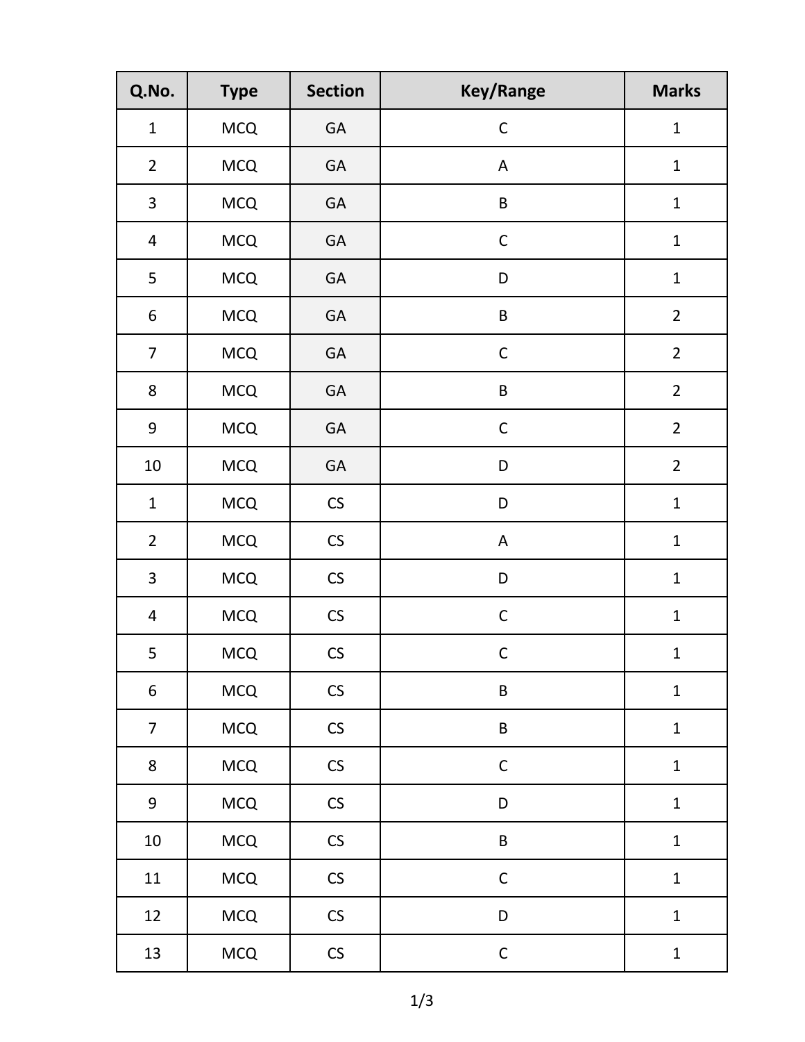| Q.No. | Type | Section | Key/Range | Marks |
| --- | --- | --- | --- | --- |
| 1 | MCQ | GA | C | 1 |
| 2 | MCQ | GA | A | 1 |
| 3 | MCQ | GA | B | 1 |
| 4 | MCQ | GA | C | 1 |
| 5 | MCQ | GA | D | 1 |
| 6 | MCQ | GA | B | 2 |
| 7 | MCQ | GA | C | 2 |
| 8 | MCQ | GA | B | 2 |
| 9 | MCQ | GA | C | 2 |
| 10 | MCQ | GA | D | 2 |
| 1 | MCQ | CS | D | 1 |
| 2 | MCQ | CS | A | 1 |
| 3 | MCQ | CS | D | 1 |
| 4 | MCQ | CS | C | 1 |
| 5 | MCQ | CS | C | 1 |
| 6 | MCQ | CS | B | 1 |
| 7 | MCQ | CS | B | 1 |
| 8 | MCQ | CS | C | 1 |
| 9 | MCQ | CS | D | 1 |
| 10 | MCQ | CS | B | 1 |
| 11 | MCQ | CS | C | 1 |
| 12 | MCQ | CS | D | 1 |
| 13 | MCQ | CS | C | 1 |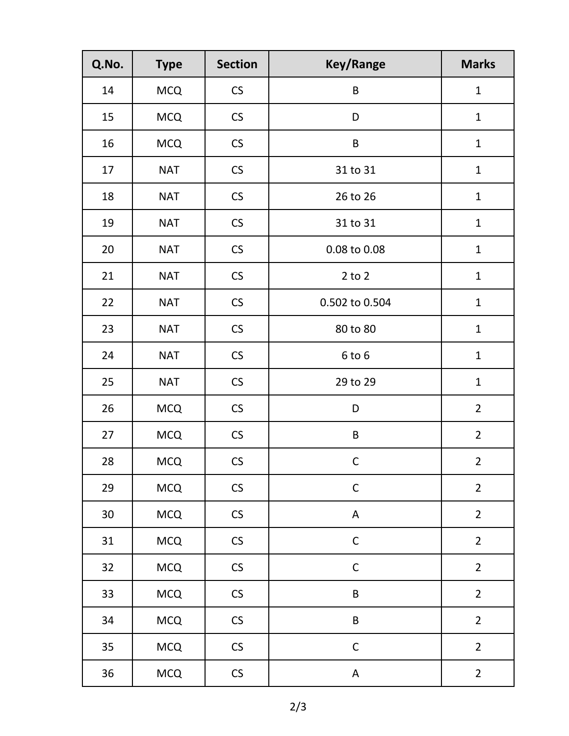| Q.No. | Type | Section | Key/Range | Marks |
|---|---|---|---|---|
| 14 | MCQ | CS | B | 1 |
| 15 | MCQ | CS | D | 1 |
| 16 | MCQ | CS | B | 1 |
| 17 | NAT | CS | 31 to 31 | 1 |
| 18 | NAT | CS | 26 to 26 | 1 |
| 19 | NAT | CS | 31 to 31 | 1 |
| 20 | NAT | CS | 0.08 to 0.08 | 1 |
| 21 | NAT | CS | 2 to 2 | 1 |
| 22 | NAT | CS | 0.502 to 0.504 | 1 |
| 23 | NAT | CS | 80 to 80 | 1 |
| 24 | NAT | CS | 6 to 6 | 1 |
| 25 | NAT | CS | 29 to 29 | 1 |
| 26 | MCQ | CS | D | 2 |
| 27 | MCQ | CS | B | 2 |
| 28 | MCQ | CS | C | 2 |
| 29 | MCQ | CS | C | 2 |
| 30 | MCQ | CS | A | 2 |
| 31 | MCQ | CS | C | 2 |
| 32 | MCQ | CS | C | 2 |
| 33 | MCQ | CS | B | 2 |
| 34 | MCQ | CS | B | 2 |
| 35 | MCQ | CS | C | 2 |
| 36 | MCQ | CS | A | 2 |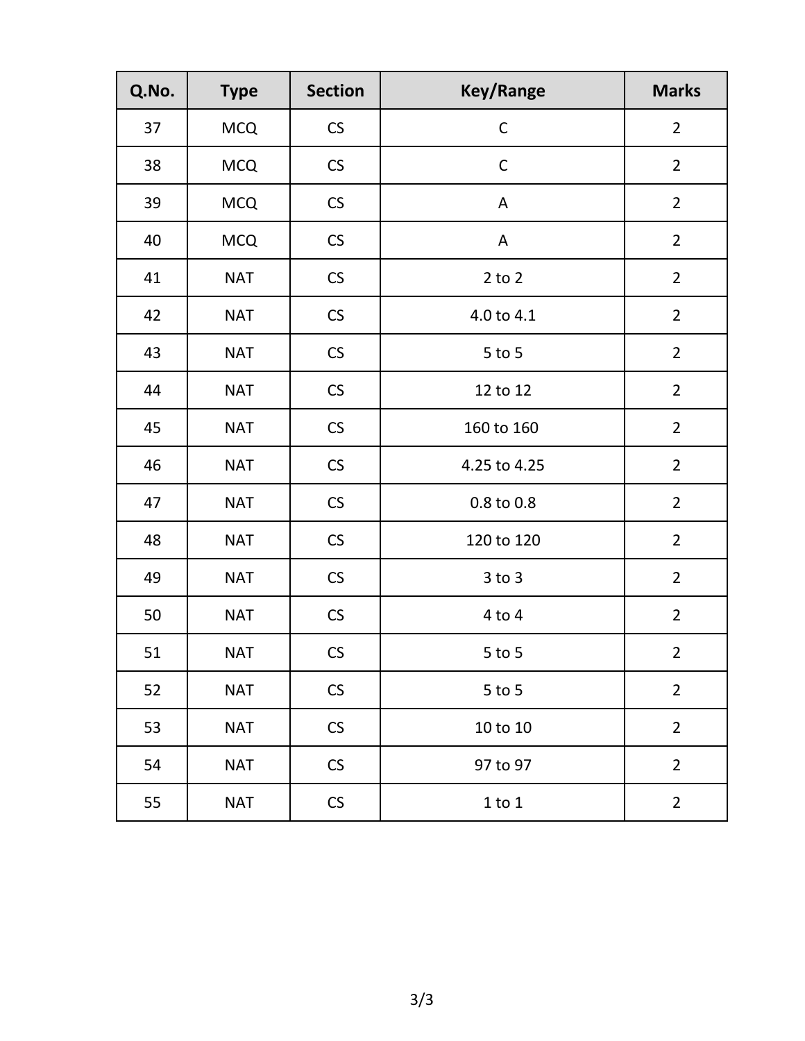| Q.No. | Type | Section | Key/Range | Marks |
| --- | --- | --- | --- | --- |
| 37 | MCQ | CS | C | 2 |
| 38 | MCQ | CS | C | 2 |
| 39 | MCQ | CS | A | 2 |
| 40 | MCQ | CS | A | 2 |
| 41 | NAT | CS | 2 to 2 | 2 |
| 42 | NAT | CS | 4.0 to 4.1 | 2 |
| 43 | NAT | CS | 5 to 5 | 2 |
| 44 | NAT | CS | 12 to 12 | 2 |
| 45 | NAT | CS | 160 to 160 | 2 |
| 46 | NAT | CS | 4.25 to 4.25 | 2 |
| 47 | NAT | CS | 0.8 to 0.8 | 2 |
| 48 | NAT | CS | 120 to 120 | 2 |
| 49 | NAT | CS | 3 to 3 | 2 |
| 50 | NAT | CS | 4 to 4 | 2 |
| 51 | NAT | CS | 5 to 5 | 2 |
| 52 | NAT | CS | 5 to 5 | 2 |
| 53 | NAT | CS | 10 to 10 | 2 |
| 54 | NAT | CS | 97 to 97 | 2 |
| 55 | NAT | CS | 1 to 1 | 2 |